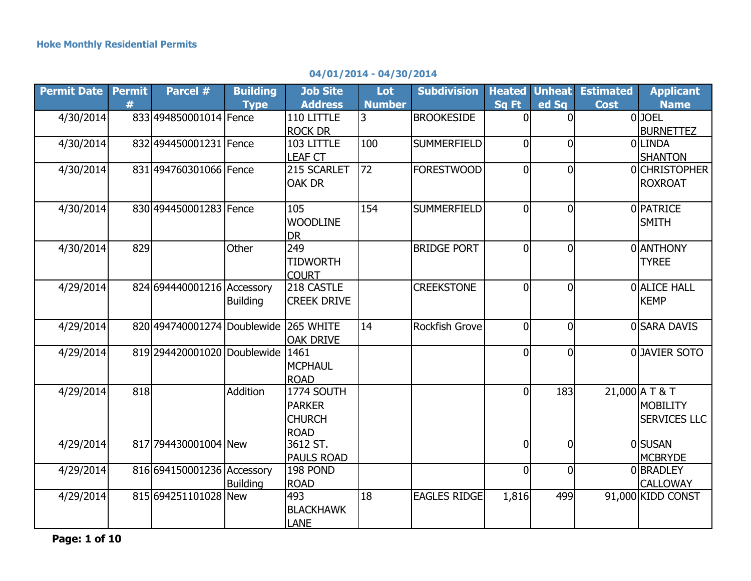**Hoke Monthly Residential Permits**

**04/01/2014 - 04/30/2014**

| Permit Date | Permit # | Parcel # | Building Type | Job Site Address | Lot Number | Subdivision | Heated Sq Ft | Unheated Sq | Estimated Cost | Applicant Name |
|---|---|---|---|---|---|---|---|---|---|---|
| 4/30/2014 | 833 | 494850001014 | Fence | 110 LITTLE ROCK DR | 3 | BROOKESIDE | 0 | 0 | 0 | JOEL BURNETTEZ |
| 4/30/2014 | 832 | 494450001231 | Fence | 103 LITTLE LEAF CT | 100 | SUMMERFIELD | 0 | 0 | 0 | LINDA SHANTON |
| 4/30/2014 | 831 | 494760301066 | Fence | 215 SCARLET OAK DR | 72 | FORESTWOOD | 0 | 0 | 0 | CHRISTOPHER ROXROAT |
| 4/30/2014 | 830 | 494450001283 | Fence | 105 WOODLINE DR | 154 | SUMMERFIELD | 0 | 0 | 0 | PATRICE SMITH |
| 4/30/2014 | 829 | | Other | 249 TIDWORTH COURT | | BRIDGE PORT | 0 | 0 | 0 | ANTHONY TYREE |
| 4/29/2014 | 824 | 694440001216 | Accessory Building | 218 CASTLE CREEK DRIVE | | CREEKSTONE | 0 | 0 | 0 | ALICE HALL KEMP |
| 4/29/2014 | 820 | 494740001274 | Doublewide | 265 WHITE OAK DRIVE | 14 | Rockfish Grove | 0 | 0 | 0 | SARA DAVIS |
| 4/29/2014 | 819 | 294420001020 | Doublewide | 1461 MCPHAUL ROAD | | | 0 | 0 | 0 | JAVIER SOTO |
| 4/29/2014 | 818 | | Addition | 1774 SOUTH PARKER CHURCH ROAD | | | 0 | 183 | 21,000 | A T & T MOBILITY SERVICES LLC |
| 4/29/2014 | 817 | 794430001004 | New | 3612 ST. PAULS ROAD | | | 0 | 0 | 0 | SUSAN MCBRYDE |
| 4/29/2014 | 816 | 694150001236 | Accessory Building | 198 POND ROAD | | | 0 | 0 | 0 | BRADLEY CALLOWAY |
| 4/29/2014 | 815 | 694251101028 | New | 493 BLACKHAWK LANE | 18 | EAGLES RIDGE | 1,816 | 499 | 91,000 | KIDD CONST |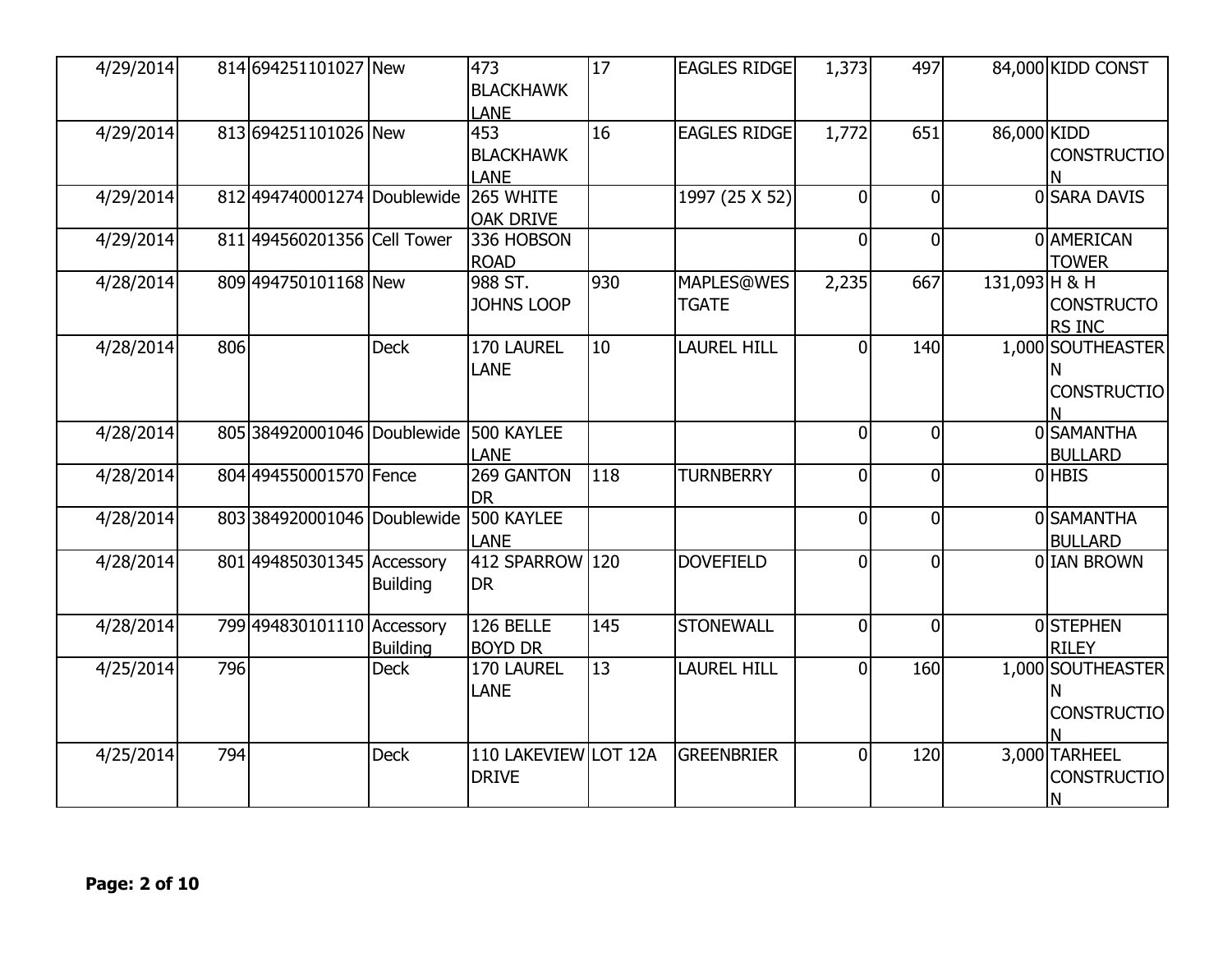| | | | | | | | | | | |
|---|---|---|---|---|---|---|---|---|---|---|
| 4/29/2014 | 814 | 694251101027 | New | 473 BLACKHAWK LANE | 17 | EAGLES RIDGE | 1,373 | 497 | 84,000 | KIDD CONST |
| 4/29/2014 | 813 | 694251101026 | New | 453 BLACKHAWK LANE | 16 | EAGLES RIDGE | 1,772 | 651 | 86,000 | KIDD CONSTRUCTION |
| 4/29/2014 | 812 | 494740001274 | Doublewide | 265 WHITE OAK DRIVE | | 1997 (25 X 52) | 0 | 0 | 0 | SARA DAVIS |
| 4/29/2014 | 811 | 494560201356 | Cell Tower | 336 HOBSON ROAD | | | 0 | 0 | 0 | AMERICAN TOWER |
| 4/28/2014 | 809 | 494750101168 | New | 988 ST. JOHNS LOOP | 930 | MAPLES@WESTGATE | 2,235 | 667 | 131,093 | H & H CONSTRUCTORS INC |
| 4/28/2014 | 806 | | Deck | 170 LAUREL LANE | 10 | LAUREL HILL | 0 | 140 | 1,000 | SOUTHEASTERN CONSTRUCTION |
| 4/28/2014 | 805 | 384920001046 | Doublewide | 500 KAYLEE LANE | | | 0 | 0 | 0 | SAMANTHA BULLARD |
| 4/28/2014 | 804 | 494550001570 | Fence | 269 GANTON DR | 118 | TURNBERRY | 0 | 0 | 0 | HBIS |
| 4/28/2014 | 803 | 384920001046 | Doublewide | 500 KAYLEE LANE | | | 0 | 0 | 0 | SAMANTHA BULLARD |
| 4/28/2014 | 801 | 494850301345 | Accessory Building | 412 SPARROW DR | 120 | DOVEFIELD | 0 | 0 | 0 | IAN BROWN |
| 4/28/2014 | 799 | 494830101110 | Accessory Building | 126 BELLE BOYD DR | 145 | STONEWALL | 0 | 0 | 0 | STEPHEN RILEY |
| 4/25/2014 | 796 | | Deck | 170 LAUREL LANE | 13 | LAUREL HILL | 0 | 160 | 1,000 | SOUTHEASTERN CONSTRUCTION |
| 4/25/2014 | 794 | | Deck | 110 LAKEVIEW DRIVE | LOT 12A | GREENBRIER | 0 | 120 | 3,000 | TARHEEL CONSTRUCTION |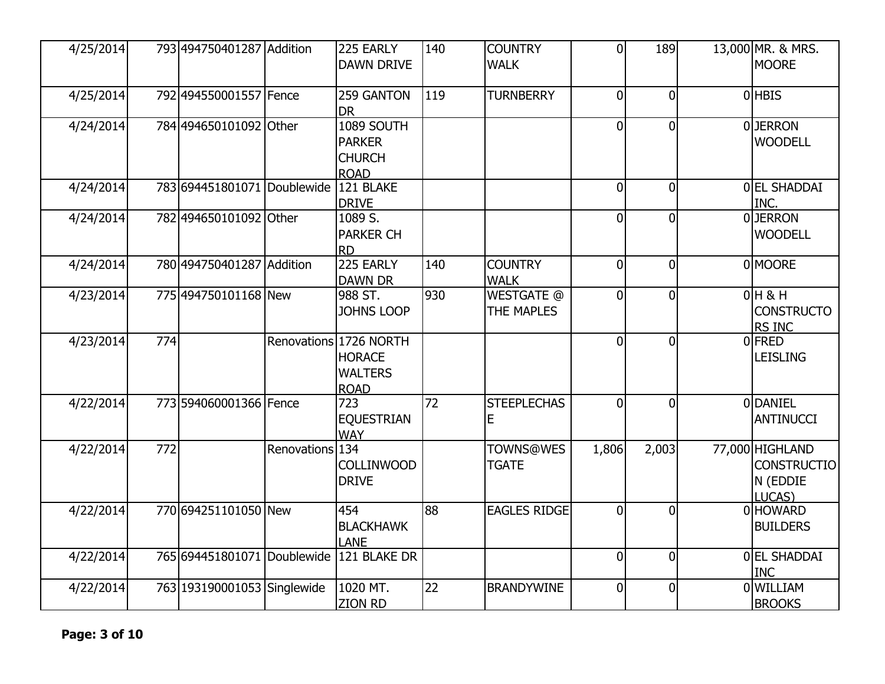| | | | | | | | | | | |
|---|---|---|---|---|---|---|---|---|---|---|
| 4/25/2014 | 793 | 494750401287 | Addition | 225 EARLY DAWN DRIVE | 140 | COUNTRY WALK | 0 | 189 | 13,000 | MR. & MRS. MOORE |
| 4/25/2014 | 792 | 494550001557 | Fence | 259 GANTON DR | 119 | TURNBERRY | 0 | 0 | 0 | HBIS |
| 4/24/2014 | 784 | 494650101092 | Other | 1089 SOUTH PARKER CHURCH ROAD | | | 0 | 0 | 0 | JERRON WOODELL |
| 4/24/2014 | 783 | 694451801071 | Doublewide | 121 BLAKE DRIVE | | | 0 | 0 | 0 | EL SHADDAI INC. |
| 4/24/2014 | 782 | 494650101092 | Other | 1089 S. PARKER CH RD | | | 0 | 0 | 0 | JERRON WOODELL |
| 4/24/2014 | 780 | 494750401287 | Addition | 225 EARLY DAWN DR | 140 | COUNTRY WALK | 0 | 0 | 0 | MOORE |
| 4/23/2014 | 775 | 494750101168 | New | 988 ST. JOHNS LOOP | 930 | WESTGATE @ THE MAPLES | 0 | 0 | 0 | H & H CONSTRUCTORS INC |
| 4/23/2014 | 774 | | Renovations | 1726 NORTH HORACE WALTERS ROAD | | | 0 | 0 | 0 | FRED LEISLING |
| 4/22/2014 | 773 | 594060001366 | Fence | 723 EQUESTRIAN WAY | 72 | STEEPLECHASE | 0 | 0 | 0 | DANIEL ANTINUCCI |
| 4/22/2014 | 772 | | Renovations | 134 COLLINWOOD DRIVE | | TOWNS@WESTGATE | 1,806 | 2,003 | 77,000 | HIGHLAND CONSTRUCTION (EDDIE LUCAS) |
| 4/22/2014 | 770 | 694251101050 | New | 454 BLACKHAWK LANE | 88 | EAGLES RIDGE | 0 | 0 | 0 | HOWARD BUILDERS |
| 4/22/2014 | 765 | 694451801071 | Doublewide | 121 BLAKE DR | | | 0 | 0 | 0 | EL SHADDAI INC |
| 4/22/2014 | 763 | 193190001053 | Singlewide | 1020 MT. ZION RD | 22 | BRANDYWINE | 0 | 0 | 0 | WILLIAM BROOKS |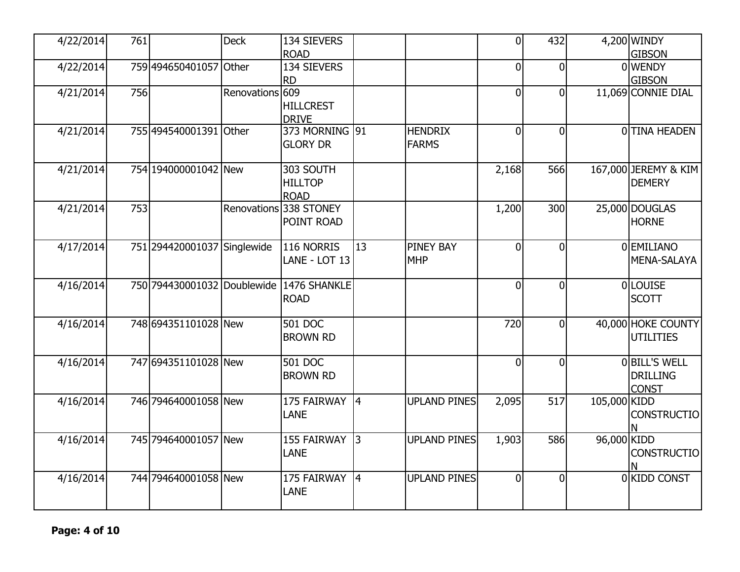| | | | | | | | | | | |
|---|---|---|---|---|---|---|---|---|---|---|
| 4/22/2014 | 761 | | Deck | 134 SIEVERS ROAD | | | 0 | 432 | 4,200 | WINDY GIBSON |
| 4/22/2014 | 759 | 494650401057 | Other | 134 SIEVERS RD | | | 0 | 0 | 0 | WENDY GIBSON |
| 4/21/2014 | 756 | | Renovations | 609 HILLCREST DRIVE | | | 0 | 0 | 11,069 | CONNIE DIAL |
| 4/21/2014 | 755 | 494540001391 | Other | 373 MORNING GLORY DR | 91 | HENDRIX FARMS | 0 | 0 | 0 | TINA HEADEN |
| 4/21/2014 | 754 | 194000001042 | New | 303 SOUTH HILLTOP ROAD | | | 2,168 | 566 | 167,000 | JEREMY & KIM DEMERY |
| 4/21/2014 | 753 | | Renovations | 338 STONEY POINT ROAD | | | 1,200 | 300 | 25,000 | DOUGLAS HORNE |
| 4/17/2014 | 751 | 294420001037 | Singlewide | 116 NORRIS LANE - LOT 13 | 13 | PINEY BAY MHP | 0 | 0 | 0 | EMILIANO MENA-SALAYA |
| 4/16/2014 | 750 | 794430001032 | Doublewide | 1476 SHANKLE ROAD | | | 0 | 0 | 0 | LOUISE SCOTT |
| 4/16/2014 | 748 | 694351101028 | New | 501 DOC BROWN RD | | | 720 | 0 | 40,000 | HOKE COUNTY UTILITIES |
| 4/16/2014 | 747 | 694351101028 | New | 501 DOC BROWN RD | | | 0 | 0 | 0 | BILL'S WELL DRILLING CONST |
| 4/16/2014 | 746 | 794640001058 | New | 175 FAIRWAY LANE | 4 | UPLAND PINES | 2,095 | 517 | 105,000 | KIDD CONSTRUCTION |
| 4/16/2014 | 745 | 794640001057 | New | 155 FAIRWAY LANE | 3 | UPLAND PINES | 1,903 | 586 | 96,000 | KIDD CONSTRUCTION |
| 4/16/2014 | 744 | 794640001058 | New | 175 FAIRWAY LANE | 4 | UPLAND PINES | 0 | 0 | 0 | KIDD CONST |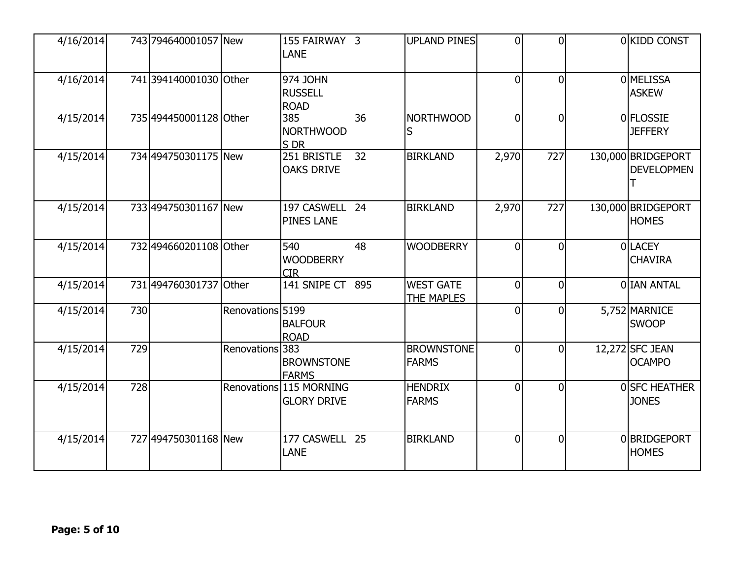| | | | | | | | | | | |
|---|---|---|---|---|---|---|---|---|---|---|
| 4/16/2014 | 743 | 794640001057 | New | 155 FAIRWAY LANE | 3 | UPLAND PINES | 0 | 0 | 0 | KIDD CONST |
| 4/16/2014 | 741 | 394140001030 | Other | 974 JOHN RUSSELL ROAD | | | 0 | 0 | 0 | MELISSA ASKEW |
| 4/15/2014 | 735 | 494450001128 | Other | 385 NORTHWOODS DR | 36 | NORTHWOODS | 0 | 0 | 0 | FLOSSIE JEFFERY |
| 4/15/2014 | 734 | 494750301175 | New | 251 BRISTLE OAKS DRIVE | 32 | BIRKLAND | 2,970 | 727 | 130,000 | BRIDGEPORT DEVELOPMENT |
| 4/15/2014 | 733 | 494750301167 | New | 197 CASWELL PINES LANE | 24 | BIRKLAND | 2,970 | 727 | 130,000 | BRIDGEPORT HOMES |
| 4/15/2014 | 732 | 494660201108 | Other | 540 WOODBERRY CIR | 48 | WOODBERRY | 0 | 0 | 0 | LACEY CHAVIRA |
| 4/15/2014 | 731 | 494760301737 | Other | 141 SNIPE CT | 895 | WEST GATE THE MAPLES | 0 | 0 | 0 | IAN ANTAL |
| 4/15/2014 | 730 | | Renovations | 5199 BALFOUR ROAD | | | 0 | 0 | 5,752 | MARNICE SWOOP |
| 4/15/2014 | 729 | | Renovations | 383 BROWNSTONE FARMS | | BROWNSTONE FARMS | 0 | 0 | 12,272 | SFC JEAN OCAMPO |
| 4/15/2014 | 728 | | Renovations | 115 MORNING GLORY DRIVE | | HENDRIX FARMS | 0 | 0 | 0 | SFC HEATHER JONES |
| 4/15/2014 | 727 | 494750301168 | New | 177 CASWELL LANE | 25 | BIRKLAND | 0 | 0 | 0 | BRIDGEPORT HOMES |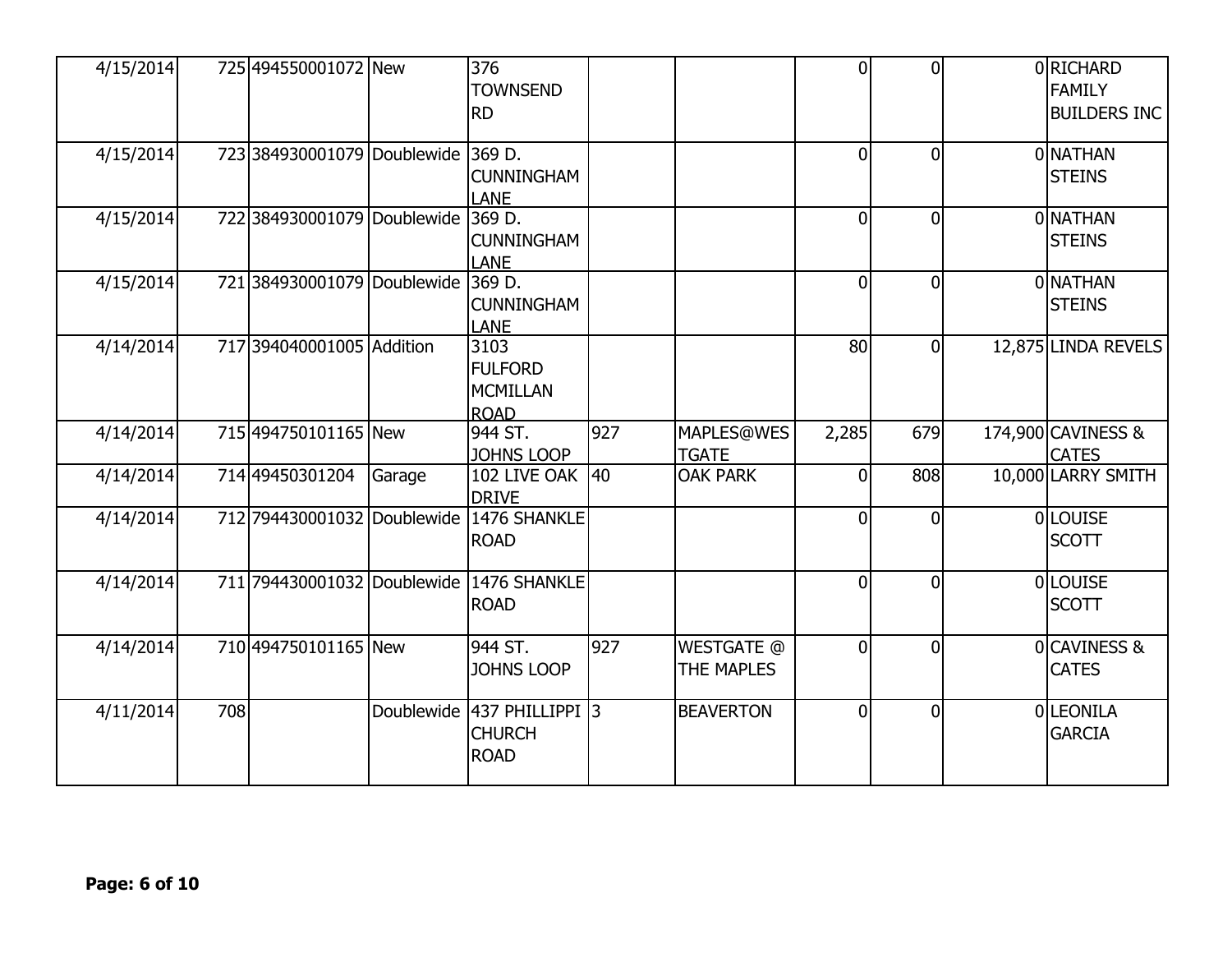| | | | | | | | | | | |
|---|---|---|---|---|---|---|---|---|---|---|
| 4/15/2014 | 725 | 494550001072 | New | 376 TOWNSEND RD | | | 0 | 0 | 0 | RICHARD FAMILY BUILDERS INC |
| 4/15/2014 | 723 | 384930001079 | Doublewide | 369 D. CUNNINGHAM LANE | | | 0 | 0 | 0 | NATHAN STEINS |
| 4/15/2014 | 722 | 384930001079 | Doublewide | 369 D. CUNNINGHAM LANE | | | 0 | 0 | 0 | NATHAN STEINS |
| 4/15/2014 | 721 | 384930001079 | Doublewide | 369 D. CUNNINGHAM LANE | | | 0 | 0 | 0 | NATHAN STEINS |
| 4/14/2014 | 717 | 394040001005 | Addition | 3103 FULFORD MCMILLAN ROAD | | | 80 | 0 | 12,875 | LINDA REVELS |
| 4/14/2014 | 715 | 494750101165 | New | 944 ST. JOHNS LOOP | 927 | MAPLES@WESTGATE | 2,285 | 679 | 174,900 | CAVINESS & CATES |
| 4/14/2014 | 714 | 49450301204 | Garage | 102 LIVE OAK DRIVE | 40 | OAK PARK | 0 | 808 | 10,000 | LARRY SMITH |
| 4/14/2014 | 712 | 794430001032 | Doublewide | 1476 SHANKLE ROAD | | | 0 | 0 | 0 | LOUISE SCOTT |
| 4/14/2014 | 711 | 794430001032 | Doublewide | 1476 SHANKLE ROAD | | | 0 | 0 | 0 | LOUISE SCOTT |
| 4/14/2014 | 710 | 494750101165 | New | 944 ST. JOHNS LOOP | 927 | WESTGATE @ THE MAPLES | 0 | 0 | 0 | CAVINESS & CATES |
| 4/11/2014 | 708 | | Doublewide | 437 PHILLIPPI CHURCH ROAD | 3 | BEAVERTON | 0 | 0 | 0 | LEONILA GARCIA |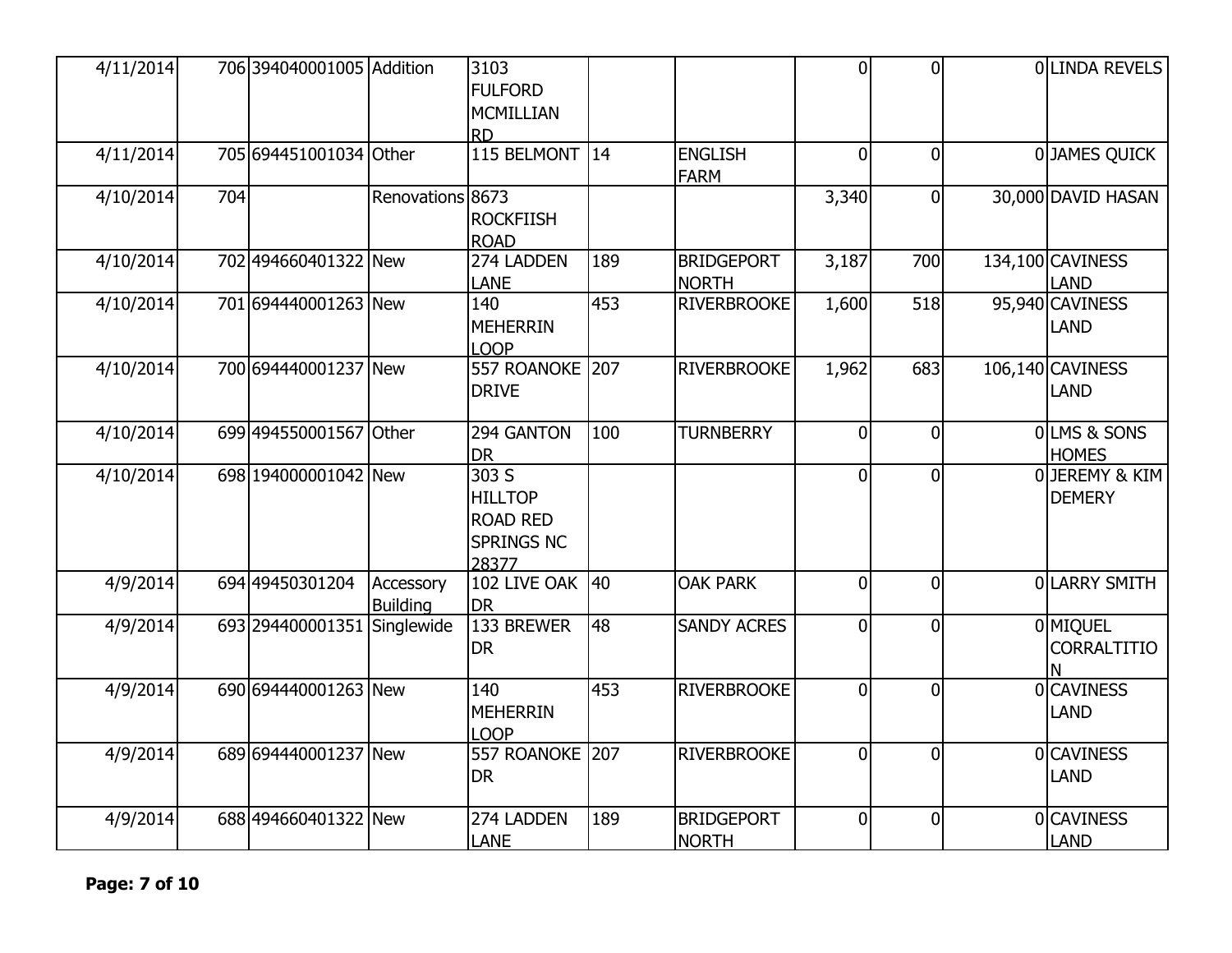| | | | | | | | | | | |
|---|---|---|---|---|---|---|---|---|---|---|
| 4/11/2014 | 706 | 394040001005 | Addition | 3103 FULFORD MCMILLIAN RD | | | 0 | 0 | 0 | LINDA REVELS |
| 4/11/2014 | 705 | 694451001034 | Other | 115 BELMONT | 14 | ENGLISH FARM | 0 | 0 | 0 | JAMES QUICK |
| 4/10/2014 | 704 | | Renovations | 8673 ROCKFIISH ROAD | | | 3,340 | 0 | 30,000 | DAVID HASAN |
| 4/10/2014 | 702 | 494660401322 | New | 274 LADDEN LANE | 189 | BRIDGEPORT NORTH | 3,187 | 700 | 134,100 | CAVINESS LAND |
| 4/10/2014 | 701 | 694440001263 | New | 140 MEHERRIN LOOP | 453 | RIVERBROOKE | 1,600 | 518 | 95,940 | CAVINESS LAND |
| 4/10/2014 | 700 | 694440001237 | New | 557 ROANOKE DRIVE | 207 | RIVERBROOKE | 1,962 | 683 | 106,140 | CAVINESS LAND |
| 4/10/2014 | 699 | 494550001567 | Other | 294 GANTON DR | 100 | TURNBERRY | 0 | 0 | 0 | LMS & SONS HOMES |
| 4/10/2014 | 698 | 194000001042 | New | 303 S HILLTOP ROAD RED SPRINGS NC 28377 | | | 0 | 0 | 0 | JEREMY & KIM DEMERY |
| 4/9/2014 | 694 | 49450301204 | Accessory Building | 102 LIVE OAK DR | 40 | OAK PARK | 0 | 0 | 0 | LARRY SMITH |
| 4/9/2014 | 693 | 294400001351 | Singlewide | 133 BREWER DR | 48 | SANDY ACRES | 0 | 0 | 0 | MIQUEL CORRALTITION |
| 4/9/2014 | 690 | 694440001263 | New | 140 MEHERRIN LOOP | 453 | RIVERBROOKE | 0 | 0 | 0 | CAVINESS LAND |
| 4/9/2014 | 689 | 694440001237 | New | 557 ROANOKE DR | 207 | RIVERBROOKE | 0 | 0 | 0 | CAVINESS LAND |
| 4/9/2014 | 688 | 494660401322 | New | 274 LADDEN LANE | 189 | BRIDGEPORT NORTH | 0 | 0 | 0 | CAVINESS LAND |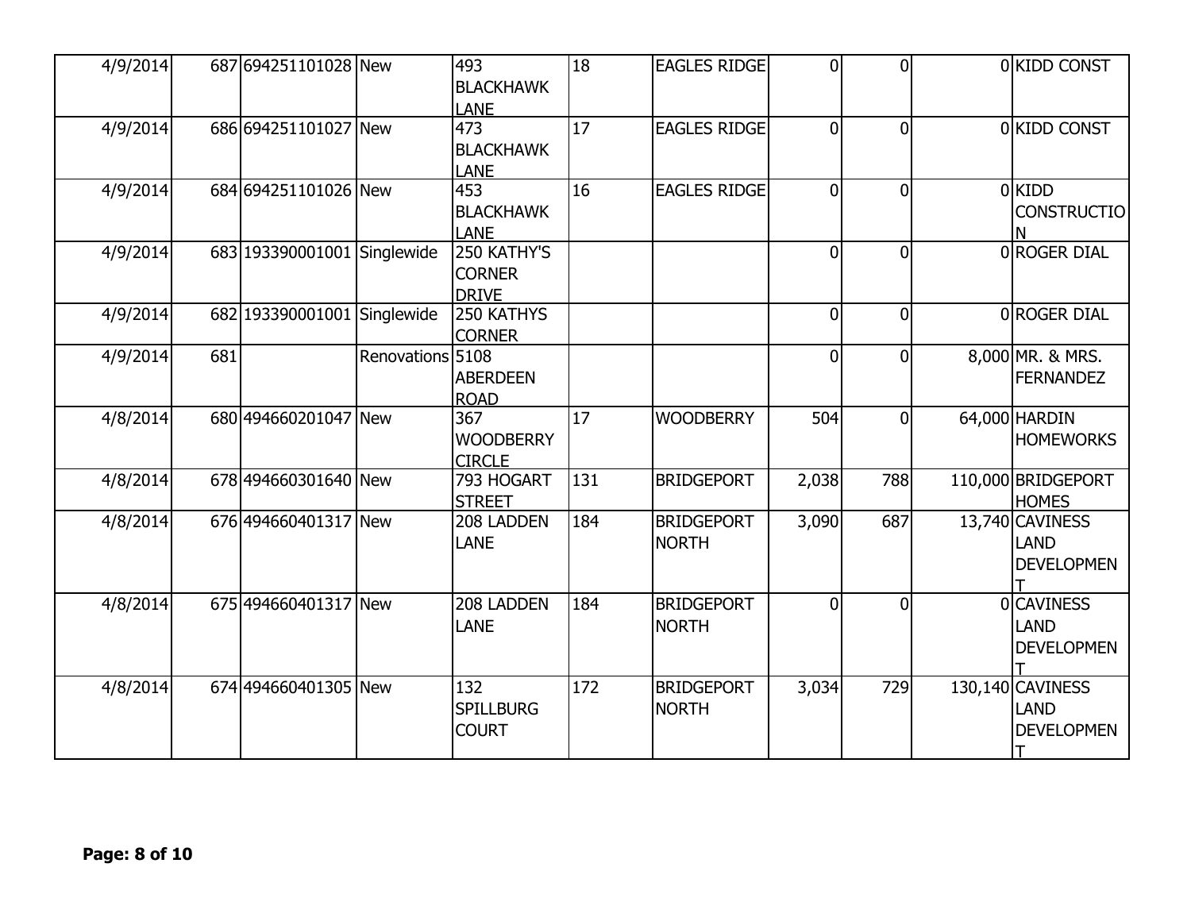| | | | | | | | | | | |
|---|---|---|---|---|---|---|---|---|---|---|
| 4/9/2014 | 687 | 694251101028 | New | 493 BLACKHAWK LANE | 18 | EAGLES RIDGE | 0 | 0 | 0 | KIDD CONST |
| 4/9/2014 | 686 | 694251101027 | New | 473 BLACKHAWK LANE | 17 | EAGLES RIDGE | 0 | 0 | 0 | KIDD CONST |
| 4/9/2014 | 684 | 694251101026 | New | 453 BLACKHAWK LANE | 16 | EAGLES RIDGE | 0 | 0 | 0 | KIDD CONSTRUCTION |
| 4/9/2014 | 683 | 193390001001 | Singlewide | 250 KATHY'S CORNER DRIVE | | | 0 | 0 | 0 | ROGER DIAL |
| 4/9/2014 | 682 | 193390001001 | Singlewide | 250 KATHYS CORNER | | | 0 | 0 | 0 | ROGER DIAL |
| 4/9/2014 | 681 | | Renovations | 5108 ABERDEEN ROAD | | | 0 | 0 | 8,000 | MR. & MRS. FERNANDEZ |
| 4/8/2014 | 680 | 494660201047 | New | 367 WOODBERRY CIRCLE | 17 | WOODBERRY | 504 | 0 | 64,000 | HARDIN HOMEWORKS |
| 4/8/2014 | 678 | 494660301640 | New | 793 HOGART STREET | 131 | BRIDGEPORT | 2,038 | 788 | 110,000 | BRIDGEPORT HOMES |
| 4/8/2014 | 676 | 494660401317 | New | 208 LADDEN LANE | 184 | BRIDGEPORT NORTH | 3,090 | 687 | 13,740 | CAVINESS LAND DEVELOPMENT |
| 4/8/2014 | 675 | 494660401317 | New | 208 LADDEN LANE | 184 | BRIDGEPORT NORTH | 0 | 0 | 0 | CAVINESS LAND DEVELOPMENT |
| 4/8/2014 | 674 | 494660401305 | New | 132 SPILLBURG COURT | 172 | BRIDGEPORT NORTH | 3,034 | 729 | 130,140 | CAVINESS LAND DEVELOPMENT |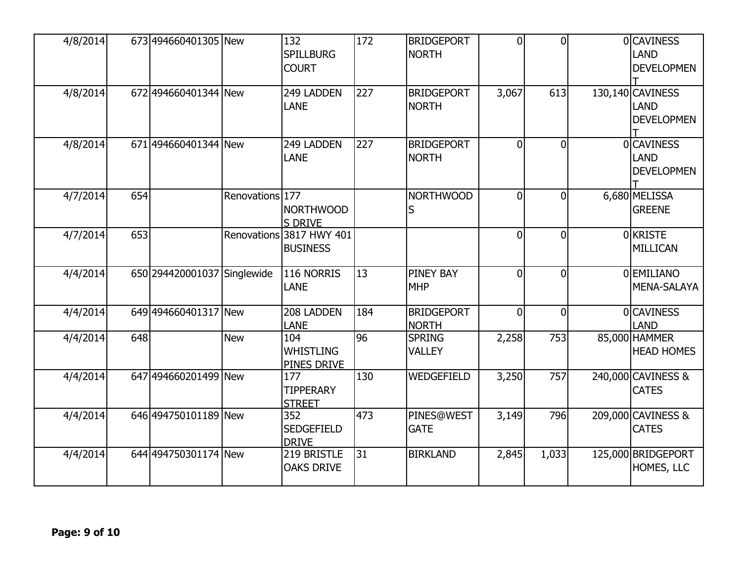| | | | | | | | | | | |
|---|---|---|---|---|---|---|---|---|---|---|
| 4/8/2014 | 673 | 494660401305 | New | 132 SPILLBURG COURT | 172 | BRIDGEPORT NORTH | 0 | 0 | 0 | CAVINESS LAND DEVELOPMENT |
| 4/8/2014 | 672 | 494660401344 | New | 249 LADDEN LANE | 227 | BRIDGEPORT NORTH | 3,067 | 613 | 130,140 | CAVINESS LAND DEVELOPMENT |
| 4/8/2014 | 671 | 494660401344 | New | 249 LADDEN LANE | 227 | BRIDGEPORT NORTH | 0 | 0 | 0 | CAVINESS LAND DEVELOPMENT |
| 4/7/2014 | 654 | | Renovations | 177 NORTHWOODS DRIVE | | NORTHWOODS | 0 | 0 | 6,680 | MELISSA GREENE |
| 4/7/2014 | 653 | | Renovations | 3817 HWY 401 BUSINESS | | | 0 | 0 | 0 | KRISTE MILLICAN |
| 4/4/2014 | 650 | 294420001037 | Singlewide | 116 NORRIS LANE | 13 | PINEY BAY MHP | 0 | 0 | 0 | EMILIANO MENA-SALAYA |
| 4/4/2014 | 649 | 494660401317 | New | 208 LADDEN LANE | 184 | BRIDGEPORT NORTH | 0 | 0 | 0 | CAVINESS LAND |
| 4/4/2014 | 648 | | New | 104 WHISTLING PINES DRIVE | 96 | SPRING VALLEY | 2,258 | 753 | 85,000 | HAMMER HEAD HOMES |
| 4/4/2014 | 647 | 494660201499 | New | 177 TIPPERARY STREET | 130 | WEDGEFIELD | 3,250 | 757 | 240,000 | CAVINESS & CATES |
| 4/4/2014 | 646 | 494750101189 | New | 352 SEDGEFIELD DRIVE | 473 | PINES@WESTGATE | 3,149 | 796 | 209,000 | CAVINESS & CATES |
| 4/4/2014 | 644 | 494750301174 | New | 219 BRISTLE OAKS DRIVE | 31 | BIRKLAND | 2,845 | 1,033 | 125,000 | BRIDGEPORT HOMES, LLC |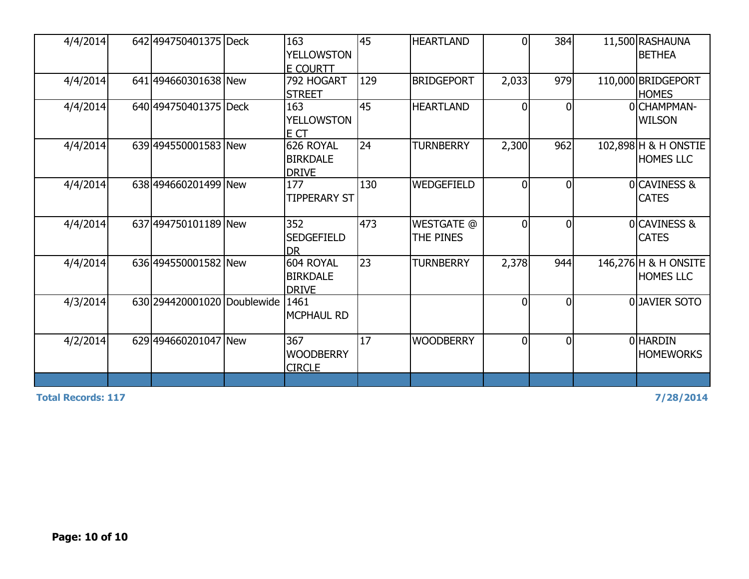| | | | | | | | | | | |
|---|---|---|---|---|---|---|---|---|---|---|
| 4/4/2014 | 642 | 494750401375 | Deck | 163 YELLOWSTONE COURTT | 45 | HEARTLAND | 0 | 384 | 11,500 | RASHAUNA BETHEA |
| 4/4/2014 | 641 | 494660301638 | New | 792 HOGART STREET | 129 | BRIDGEPORT | 2,033 | 979 | 110,000 | BRIDGEPORT HOMES |
| 4/4/2014 | 640 | 494750401375 | Deck | 163 YELLOWSTONE CT | 45 | HEARTLAND | 0 | 0 | 0 | CHAMPMAN-WILSON |
| 4/4/2014 | 639 | 494550001583 | New | 626 ROYAL BIRKDALE DRIVE | 24 | TURNBERRY | 2,300 | 962 | 102,898 | H & H ONSTIE HOMES LLC |
| 4/4/2014 | 638 | 494660201499 | New | 177 TIPPERARY ST | 130 | WEDGEFIELD | 0 | 0 | 0 | CAVINESS & CATES |
| 4/4/2014 | 637 | 494750101189 | New | 352 SEDGEFIELD DR | 473 | WESTGATE @ THE PINES | 0 | 0 | 0 | CAVINESS & CATES |
| 4/4/2014 | 636 | 494550001582 | New | 604 ROYAL BIRKDALE DRIVE | 23 | TURNBERRY | 2,378 | 944 | 146,276 | H & H ONSITE HOMES LLC |
| 4/3/2014 | 630 | 294420001020 | Doublewide | 1461 MCPHAUL RD | | | 0 | 0 | 0 | JAVIER SOTO |
| 4/2/2014 | 629 | 494660201047 | New | 367 WOODBERRY CIRCLE | 17 | WOODBERRY | 0 | 0 | 0 | HARDIN HOMEWORKS |

**Total Records: 117**

**7/28/2014**